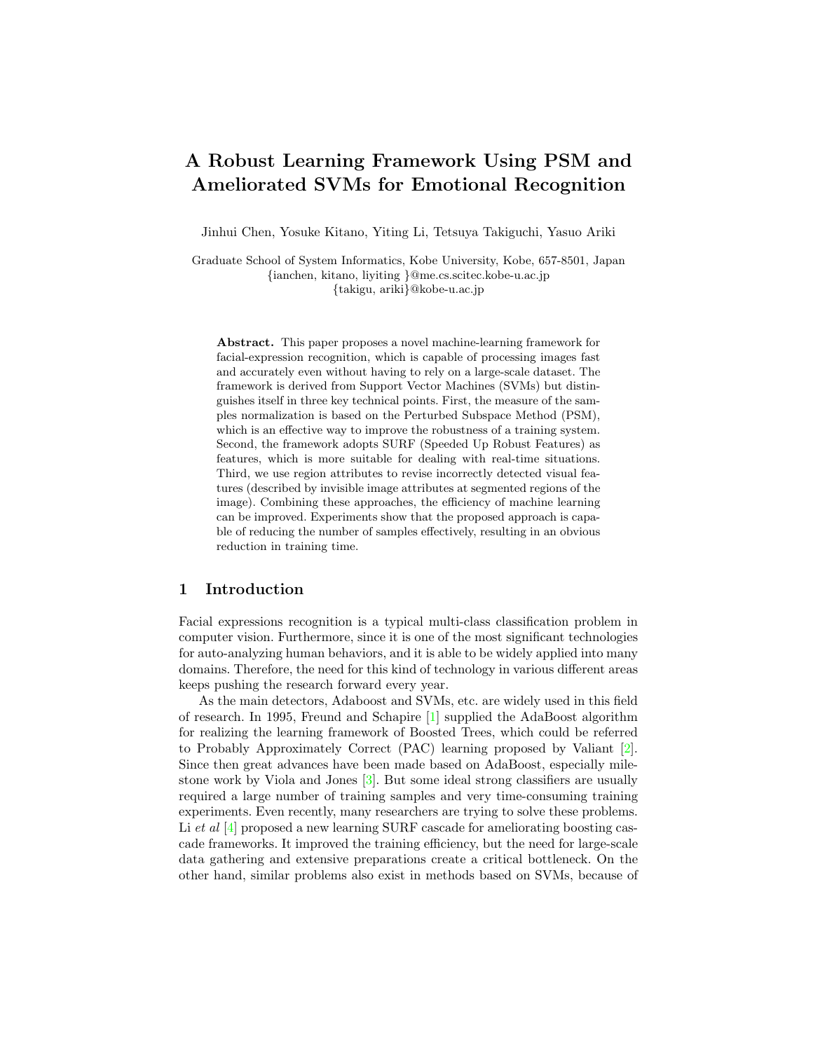# A Robust Learning Framework Using PSM and Ameliorated SVMs for Emotional Recognition

Jinhui Chen, Yosuke Kitano, Yiting Li, Tetsuya Takiguchi, Yasuo Ariki

Graduate School of System Informatics, Kobe University, Kobe, 657-8501, Japan
{ianchen, kitano, liyiting }@me.cs.scitec.kobe-u.ac.jp
{takigu, ariki}@kobe-u.ac.jp

**Abstract.** This paper proposes a novel machine-learning framework for facial-expression recognition, which is capable of processing images fast and accurately even without having to rely on a large-scale dataset. The framework is derived from Support Vector Machines (SVMs) but distinguishes itself in three key technical points. First, the measure of the samples normalization is based on the Perturbed Subspace Method (PSM), which is an effective way to improve the robustness of a training system. Second, the framework adopts SURF (Speeded Up Robust Features) as features, which is more suitable for dealing with real-time situations. Third, we use region attributes to revise incorrectly detected visual features (described by invisible image attributes at segmented regions of the image). Combining these approaches, the efficiency of machine learning can be improved. Experiments show that the proposed approach is capable of reducing the number of samples effectively, resulting in an obvious reduction in training time.

## 1 Introduction

Facial expressions recognition is a typical multi-class classification problem in computer vision. Furthermore, since it is one of the most significant technologies for auto-analyzing human behaviors, and it is able to be widely applied into many domains. Therefore, the need for this kind of technology in various different areas keeps pushing the research forward every year.

As the main detectors, Adaboost and SVMs, etc. are widely used in this field of research. In 1995, Freund and Schapire [1] supplied the AdaBoost algorithm for realizing the learning framework of Boosted Trees, which could be referred to Probably Approximately Correct (PAC) learning proposed by Valiant [2]. Since then great advances have been made based on AdaBoost, especially milestone work by Viola and Jones [3]. But some ideal strong classifiers are usually required a large number of training samples and very time-consuming training experiments. Even recently, many researchers are trying to solve these problems. Li *et al* [4] proposed a new learning SURF cascade for ameliorating boosting cascade frameworks. It improved the training efficiency, but the need for large-scale data gathering and extensive preparations create a critical bottleneck. On the other hand, similar problems also exist in methods based on SVMs, because of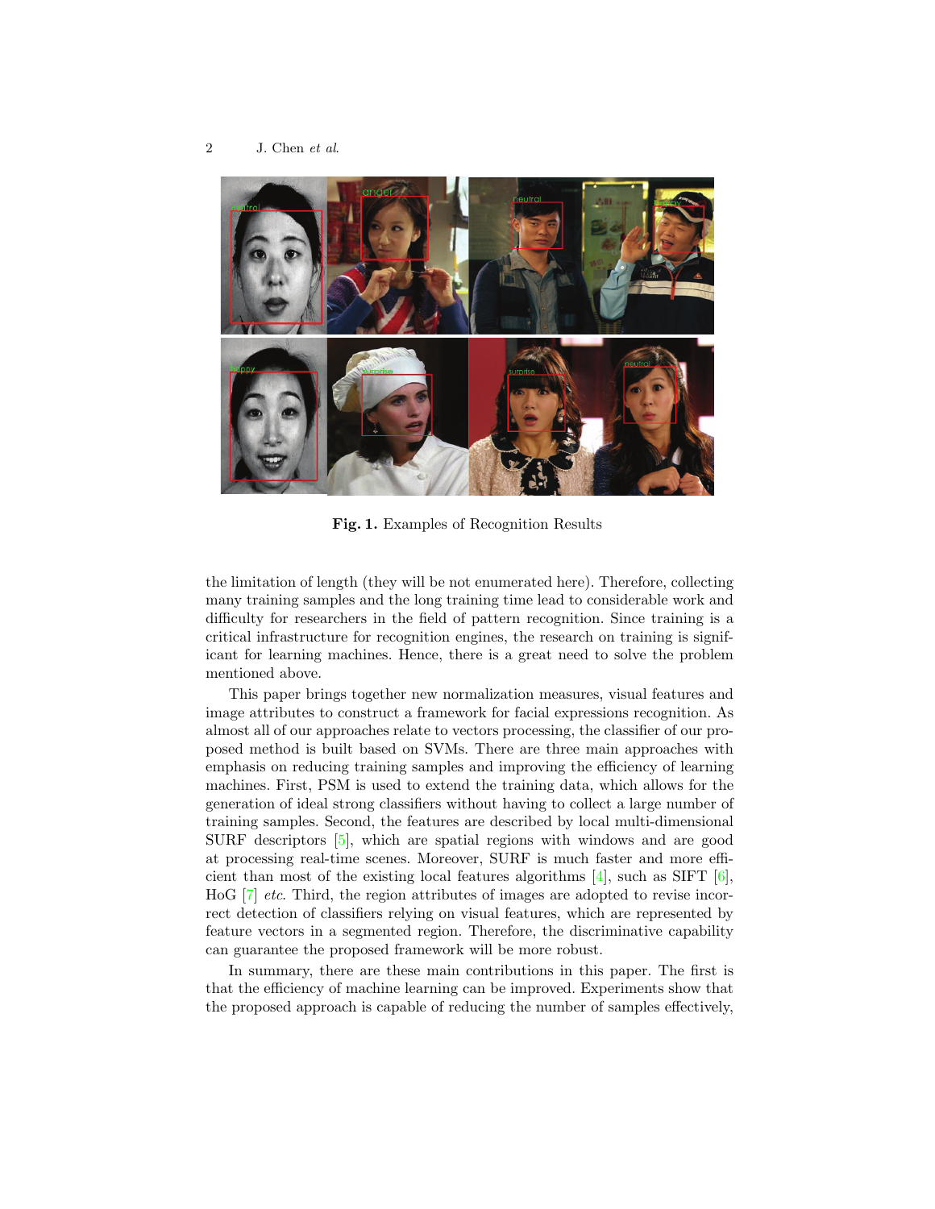Fig. 1. Examples of Recognition Results

the limitation of length (they will be not enumerated here). Therefore, collecting many training samples and the long training time lead to considerable work and difficulty for researchers in the field of pattern recognition. Since training is a critical infrastructure for recognition engines, the research on training is significant for learning machines. Hence, there is a great need to solve the problem mentioned above.

This paper brings together new normalization measures, visual features and image attributes to construct a framework for facial expressions recognition. As almost all of our approaches relate to vectors processing, the classifier of our proposed method is built based on SVMs. There are three main approaches with emphasis on reducing training samples and improving the efficiency of learning machines. First, PSM is used to extend the training data, which allows for the generation of ideal strong classifiers without having to collect a large number of training samples. Second, the features are described by local multi-dimensional SURF descriptors [5], which are spatial regions with windows and are good at processing real-time scenes. Moreover, SURF is much faster and more efficient than most of the existing local features algorithms [4], such as SIFT [6], HoG [7] *etc*. Third, the region attributes of images are adopted to revise incorrect detection of classifiers relying on visual features, which are represented by feature vectors in a segmented region. Therefore, the discriminative capability can guarantee the proposed framework will be more robust.

In summary, there are these main contributions in this paper. The first is that the efficiency of machine learning can be improved. Experiments show that the proposed approach is capable of reducing the number of samples effectively,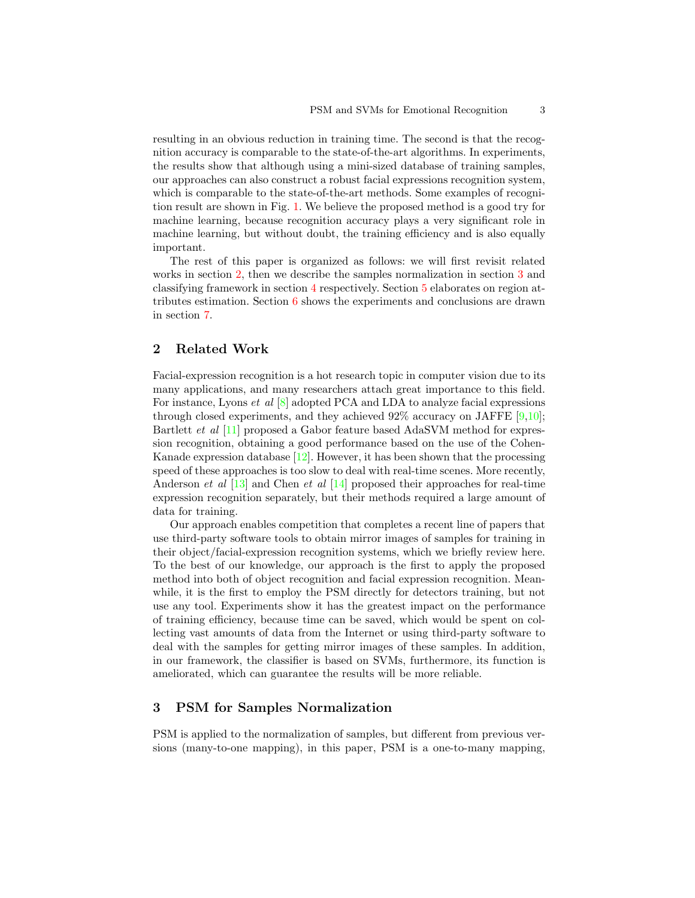resulting in an obvious reduction in training time. The second is that the recognition accuracy is comparable to the state-of-the-art algorithms. In experiments, the results show that although using a mini-sized database of training samples, our approaches can also construct a robust facial expressions recognition system, which is comparable to the state-of-the-art methods. Some examples of recognition result are shown in Fig. 1. We believe the proposed method is a good try for machine learning, because recognition accuracy plays a very significant role in machine learning, but without doubt, the training efficiency and is also equally important.

The rest of this paper is organized as follows: we will first revisit related works in section 2, then we describe the samples normalization in section 3 and classifying framework in section 4 respectively. Section 5 elaborates on region attributes estimation. Section 6 shows the experiments and conclusions are drawn in section 7.

## 2 Related Work

Facial-expression recognition is a hot research topic in computer vision due to its many applications, and many researchers attach great importance to this field. For instance, Lyons *et al* [8] adopted PCA and LDA to analyze facial expressions through closed experiments, and they achieved 92% accuracy on JAFFE [9,10]; Bartlett *et al* [11] proposed a Gabor feature based AdaSVM method for expression recognition, obtaining a good performance based on the use of the Cohen-Kanade expression database [12]. However, it has been shown that the processing speed of these approaches is too slow to deal with real-time scenes. More recently, Anderson *et al* [13] and Chen *et al* [14] proposed their approaches for real-time expression recognition separately, but their methods required a large amount of data for training.

Our approach enables competition that completes a recent line of papers that use third-party software tools to obtain mirror images of samples for training in their object/facial-expression recognition systems, which we briefly review here. To the best of our knowledge, our approach is the first to apply the proposed method into both of object recognition and facial expression recognition. Meanwhile, it is the first to employ the PSM directly for detectors training, but not use any tool. Experiments show it has the greatest impact on the performance of training efficiency, because time can be saved, which would be spent on collecting vast amounts of data from the Internet or using third-party software to deal with the samples for getting mirror images of these samples. In addition, in our framework, the classifier is based on SVMs, furthermore, its function is ameliorated, which can guarantee the results will be more reliable.

## 3 PSM for Samples Normalization

PSM is applied to the normalization of samples, but different from previous versions (many-to-one mapping), in this paper, PSM is a one-to-many mapping,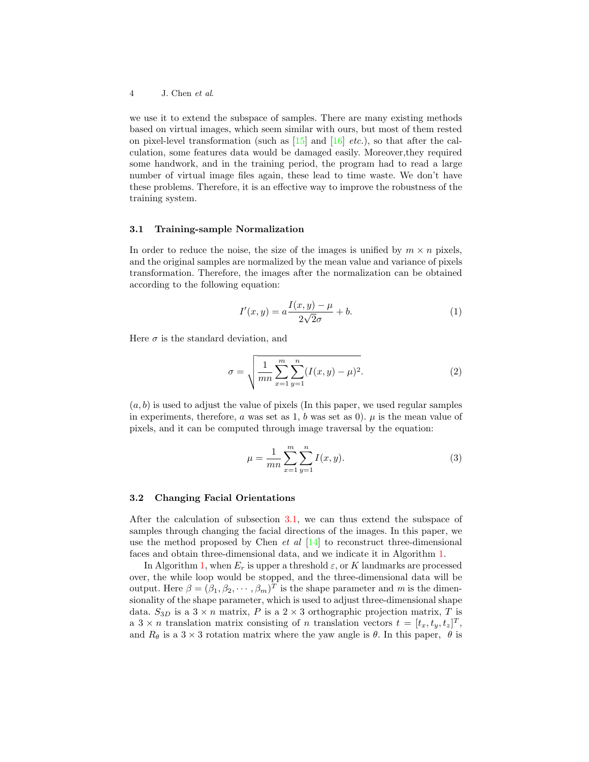we use it to extend the subspace of samples. There are many existing methods based on virtual images, which seem similar with ours, but most of them rested on pixel-level transformation (such as [15] and [16] *etc.*), so that after the calculation, some features data would be damaged easily. Moreover,they required some handwork, and in the training period, the program had to read a large number of virtual image files again, these lead to time waste. We don't have these problems. Therefore, it is an effective way to improve the robustness of the training system.

### 3.1 Training-sample Normalization

In order to reduce the noise, the size of the images is unified by $m \times n$ pixels, and the original samples are normalized by the mean value and variance of pixels transformation. Therefore, the images after the normalization can be obtained according to the following equation:

$$I'(x,y) = a\frac{I(x,y) - \mu}{2\sqrt{2}\sigma} + b. \tag{1}$$

Here $\sigma$ is the standard deviation, and

$$\sigma = \sqrt{\frac{1}{mn}\sum_{x=1}^{m}\sum_{y=1}^{n}(I(x,y) - \mu)^2}. \tag{2}$$

$(a, b)$ is used to adjust the value of pixels (In this paper, we used regular samples in experiments, therefore, $a$ was set as 1, $b$ was set as 0). $\mu$ is the mean value of pixels, and it can be computed through image traversal by the equation:

$$\mu = \frac{1}{mn}\sum_{x=1}^{m}\sum_{y=1}^{n}I(x,y). \tag{3}$$

### 3.2 Changing Facial Orientations

After the calculation of subsection 3.1, we can thus extend the subspace of samples through changing the facial directions of the images. In this paper, we use the method proposed by Chen *et al* [14] to reconstruct three-dimensional faces and obtain three-dimensional data, and we indicate it in Algorithm 1.

In Algorithm 1, when $E_r$ is upper a threshold $\varepsilon$, or $K$ landmarks are processed over, the while loop would be stopped, and the three-dimensional data will be output. Here $\beta = (\beta_1, \beta_2, \cdots, \beta_m)^T$ is the shape parameter and $m$ is the dimensionality of the shape parameter, which is used to adjust three-dimensional shape data. $S_{3D}$ is a $3 \times n$ matrix, $P$ is a $2 \times 3$ orthographic projection matrix, $T$ is a $3 \times n$ translation matrix consisting of $n$ translation vectors $t = [t_x, t_y, t_z]^T$, and $R_\theta$ is a $3 \times 3$ rotation matrix where the yaw angle is $\theta$. In this paper, $\theta$ is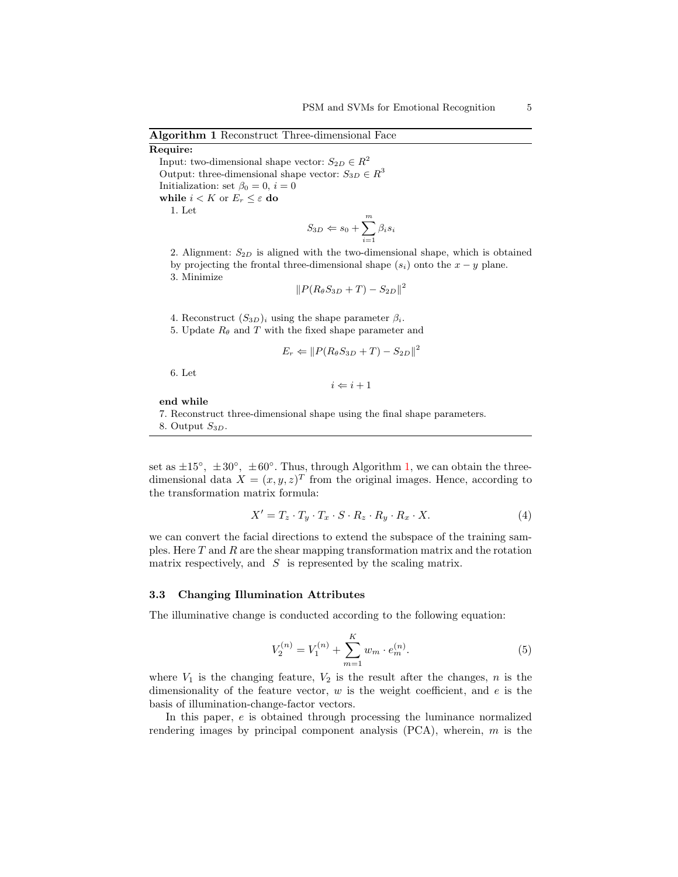**Algorithm 1** Reconstruct Three-dimensional Face

**Require:**

Input: two-dimensional shape vector: $S_{2D} \in R^2$

Output: three-dimensional shape vector: $S_{3D} \in R^3$

Initialization: set $\beta_0 = 0$, $i = 0$

**while** $i < K$ or $E_r \leq \varepsilon$ **do**

1. Let

$$S_{3D} \Leftarrow s_0 + \sum_{i=1}^{m} \beta_i s_i$$

2. Alignment: $S_{2D}$ is aligned with the two-dimensional shape, which is obtained by projecting the frontal three-dimensional shape ($s_i$) onto the $x - y$ plane.

3. Minimize

$$\|P(R_\theta S_{3D} + T) - S_{2D}\|^2$$

4. Reconstruct $(S_{3D})_i$ using the shape parameter $\beta_i$.

5. Update $R_\theta$ and $T$ with the fixed shape parameter and

$$E_r \Leftarrow \|P(R_\theta S_{3D} + T) - S_{2D}\|^2$$

6. Let

$$i \Leftarrow i + 1$$

**end while**

7. Reconstruct three-dimensional shape using the final shape parameters.

8. Output $S_{3D}$.

---

set as $\pm 15^\circ$, $\pm 30^\circ$, $\pm 60^\circ$. Thus, through Algorithm 1, we can obtain the three-dimensional data $X = (x, y, z)^T$ from the original images. Hence, according to the transformation matrix formula:

$$X' = T_z \cdot T_y \cdot T_x \cdot S \cdot R_z \cdot R_y \cdot R_x \cdot X. \tag{4}$$

we can convert the facial directions to extend the subspace of the training samples. Here $T$ and $R$ are the shear mapping transformation matrix and the rotation matrix respectively, and $S$ is represented by the scaling matrix.

### 3.3 Changing Illumination Attributes

The illuminative change is conducted according to the following equation:

$$V_2^{(n)} = V_1^{(n)} + \sum_{m=1}^{K} w_m \cdot e_m^{(n)}. \tag{5}$$

where $V_1$ is the changing feature, $V_2$ is the result after the changes, $n$ is the dimensionality of the feature vector, $w$ is the weight coefficient, and $e$ is the basis of illumination-change-factor vectors.

In this paper, $e$ is obtained through processing the luminance normalized rendering images by principal component analysis (PCA), wherein, $m$ is the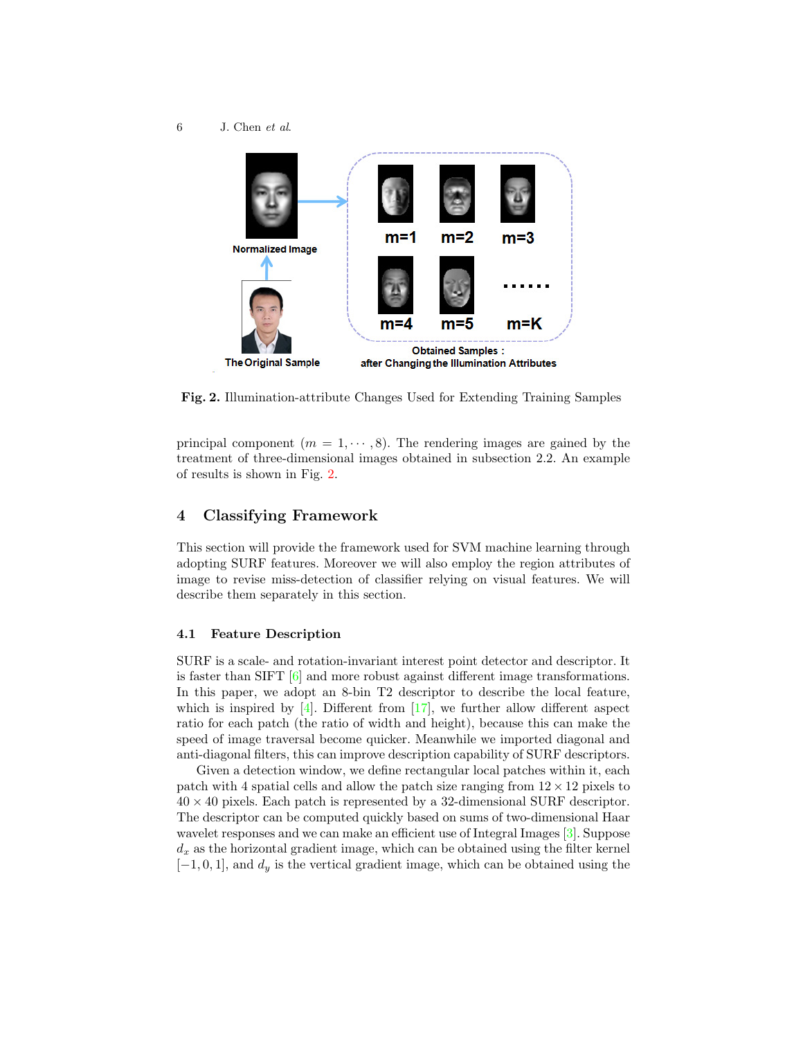Fig. 2. Illumination-attribute Changes Used for Extending Training Samples

principal component ($m = 1, \cdots, 8$). The rendering images are gained by the treatment of three-dimensional images obtained in subsection 2.2. An example of results is shown in Fig. 2.

## 4 Classifying Framework

This section will provide the framework used for SVM machine learning through adopting SURF features. Moreover we will also employ the region attributes of image to revise miss-detection of classifier relying on visual features. We will describe them separately in this section.

### 4.1 Feature Description

SURF is a scale- and rotation-invariant interest point detector and descriptor. It is faster than SIFT [6] and more robust against different image transformations. In this paper, we adopt an 8-bin T2 descriptor to describe the local feature, which is inspired by [4]. Different from [17], we further allow different aspect ratio for each patch (the ratio of width and height), because this can make the speed of image traversal become quicker. Meanwhile we imported diagonal and anti-diagonal filters, this can improve description capability of SURF descriptors.

Given a detection window, we define rectangular local patches within it, each patch with 4 spatial cells and allow the patch size ranging from $12 \times 12$ pixels to $40 \times 40$ pixels. Each patch is represented by a 32-dimensional SURF descriptor. The descriptor can be computed quickly based on sums of two-dimensional Haar wavelet responses and we can make an efficient use of Integral Images [3]. Suppose $d_x$ as the horizontal gradient image, which can be obtained using the filter kernel $[-1, 0, 1]$, and $d_y$ is the vertical gradient image, which can be obtained using the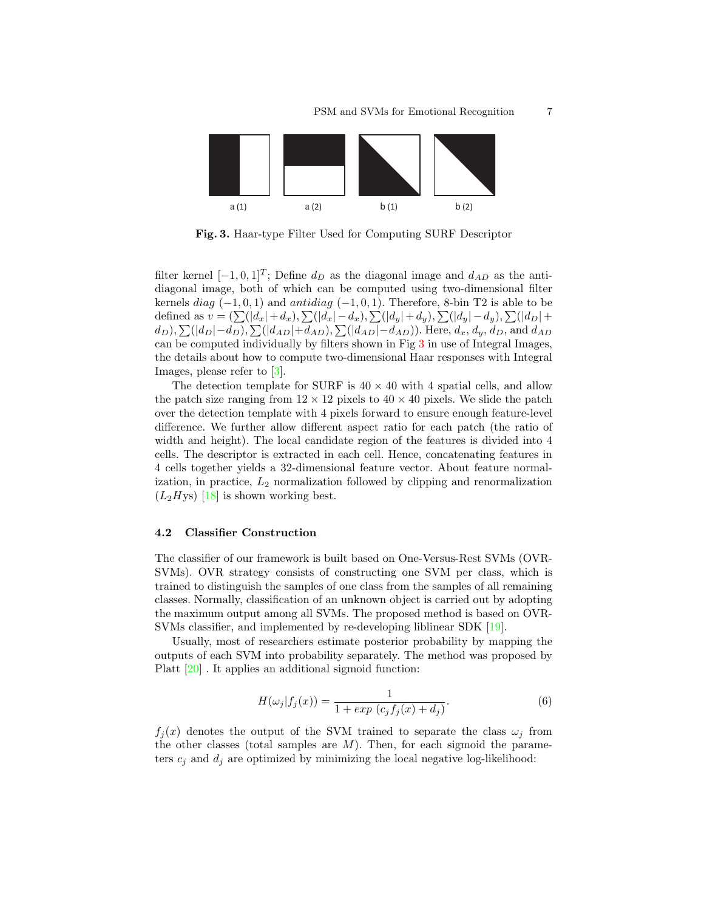a (1) a (2) b (1) b (2)

**Fig. 3.** Haar-type Filter Used for Computing SURF Descriptor

filter kernel $[-1, 0, 1]^T$; Define $d_D$ as the diagonal image and $d_{AD}$ as the anti-diagonal image, both of which can be computed using two-dimensional filter kernels $diag$ $(-1, 0, 1)$ and $antidiag$ $(-1, 0, 1)$. Therefore, 8-bin T2 is able to be defined as $v = (\sum(|d_x| + d_x), \sum(|d_x| - d_x), \sum(|d_y| + d_y), \sum(|d_y| - d_y), \sum(|d_D| + d_D), \sum(|d_D| - d_D), \sum(|d_{AD}| + d_{AD}), \sum(|d_{AD}| - d_{AD}))$. Here, $d_x$, $d_y$, $d_D$, and $d_{AD}$ can be computed individually by filters shown in Fig 3 in use of Integral Images, the details about how to compute two-dimensional Haar responses with Integral Images, please refer to [3].

The detection template for SURF is $40 \times 40$ with 4 spatial cells, and allow the patch size ranging from $12 \times 12$ pixels to $40 \times 40$ pixels. We slide the patch over the detection template with 4 pixels forward to ensure enough feature-level difference. We further allow different aspect ratio for each patch (the ratio of width and height). The local candidate region of the features is divided into 4 cells. The descriptor is extracted in each cell. Hence, concatenating features in 4 cells together yields a 32-dimensional feature vector. About feature normalization, in practice, $L_2$ normalization followed by clipping and renormalization ($L_2Hys$) [18] is shown working best.

### 4.2 Classifier Construction

The classifier of our framework is built based on One-Versus-Rest SVMs (OVR-SVMs). OVR strategy consists of constructing one SVM per class, which is trained to distinguish the samples of one class from the samples of all remaining classes. Normally, classification of an unknown object is carried out by adopting the maximum output among all SVMs. The proposed method is based on OVR-SVMs classifier, and implemented by re-developing liblinear SDK [19].

Usually, most of researchers estimate posterior probability by mapping the outputs of each SVM into probability separately. The method was proposed by Platt [20] . It applies an additional sigmoid function:

$$H(\omega_j|f_j(x)) = \frac{1}{1 + exp\ (c_j f_j(x) + d_j)}. \tag{6}$$

$f_j(x)$ denotes the output of the SVM trained to separate the class $\omega_j$ from the other classes (total samples are $M$). Then, for each sigmoid the parameters $c_j$ and $d_j$ are optimized by minimizing the local negative log-likelihood: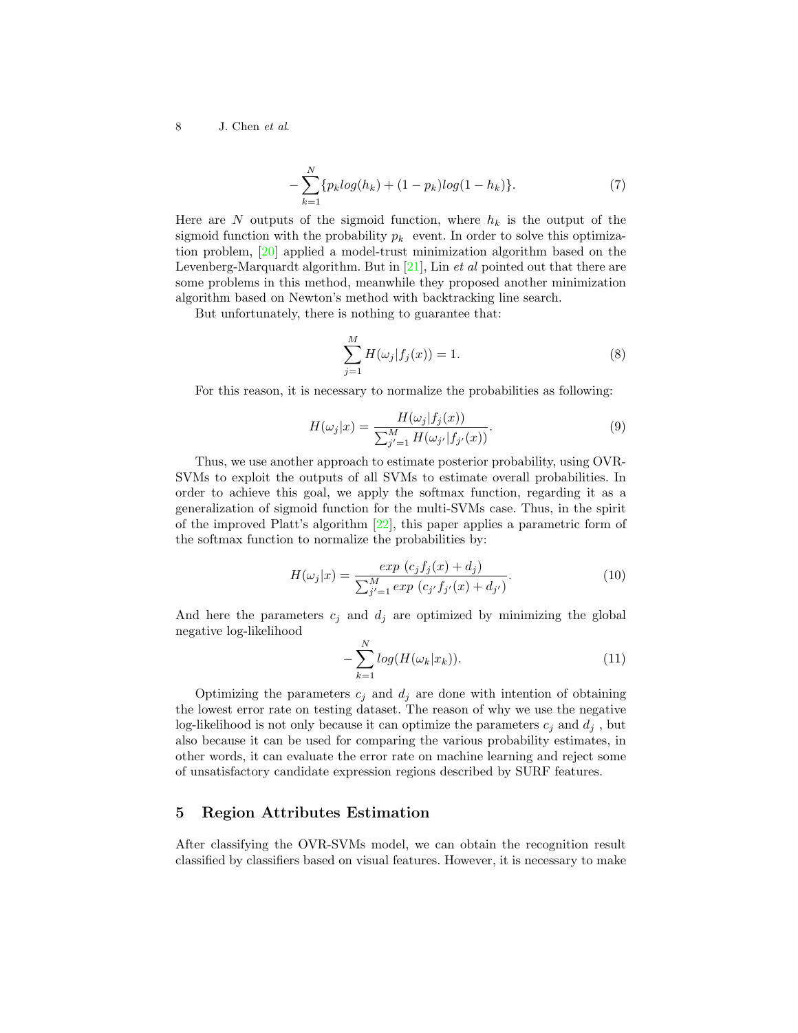$$
-\sum_{k=1}^{N}\{p_k log(h_k) + (1-p_k) log(1-h_k)\}. \tag{7}
$$

Here are $N$ outputs of the sigmoid function, where $h_k$ is the output of the sigmoid function with the probability $p_k$ event. In order to solve this optimization problem, [20] applied a model-trust minimization algorithm based on the Levenberg-Marquardt algorithm. But in [21], Lin *et al* pointed out that there are some problems in this method, meanwhile they proposed another minimization algorithm based on Newton's method with backtracking line search.

But unfortunately, there is nothing to guarantee that:

$$
\sum_{j=1}^{M} H(\omega_j | f_j(x)) = 1. \tag{8}
$$

For this reason, it is necessary to normalize the probabilities as following:

$$
H(\omega_j | x) = \frac{H(\omega_j | f_j(x))}{\sum_{j'=1}^{M} H(\omega_{j'} | f_{j'}(x))}. \tag{9}
$$

Thus, we use another approach to estimate posterior probability, using OVR-SVMs to exploit the outputs of all SVMs to estimate overall probabilities. In order to achieve this goal, we apply the softmax function, regarding it as a generalization of sigmoid function for the multi-SVMs case. Thus, in the spirit of the improved Platt's algorithm [22], this paper applies a parametric form of the softmax function to normalize the probabilities by:

$$
H(\omega_j | x) = \frac{exp\ (c_j f_j(x) + d_j)}{\sum_{j'=1}^{M} exp\ (c_{j'} f_{j'}(x) + d_{j'})}. \tag{10}
$$

And here the parameters $c_j$ and $d_j$ are optimized by minimizing the global negative log-likelihood

$$
-\sum_{k=1}^{N} log(H(\omega_k | x_k)). \tag{11}
$$

Optimizing the parameters $c_j$ and $d_j$ are done with intention of obtaining the lowest error rate on testing dataset. The reason of why we use the negative log-likelihood is not only because it can optimize the parameters $c_j$ and $d_j$ , but also because it can be used for comparing the various probability estimates, in other words, it can evaluate the error rate on machine learning and reject some of unsatisfactory candidate expression regions described by SURF features.

## 5 Region Attributes Estimation

After classifying the OVR-SVMs model, we can obtain the recognition result classified by classifiers based on visual features. However, it is necessary to make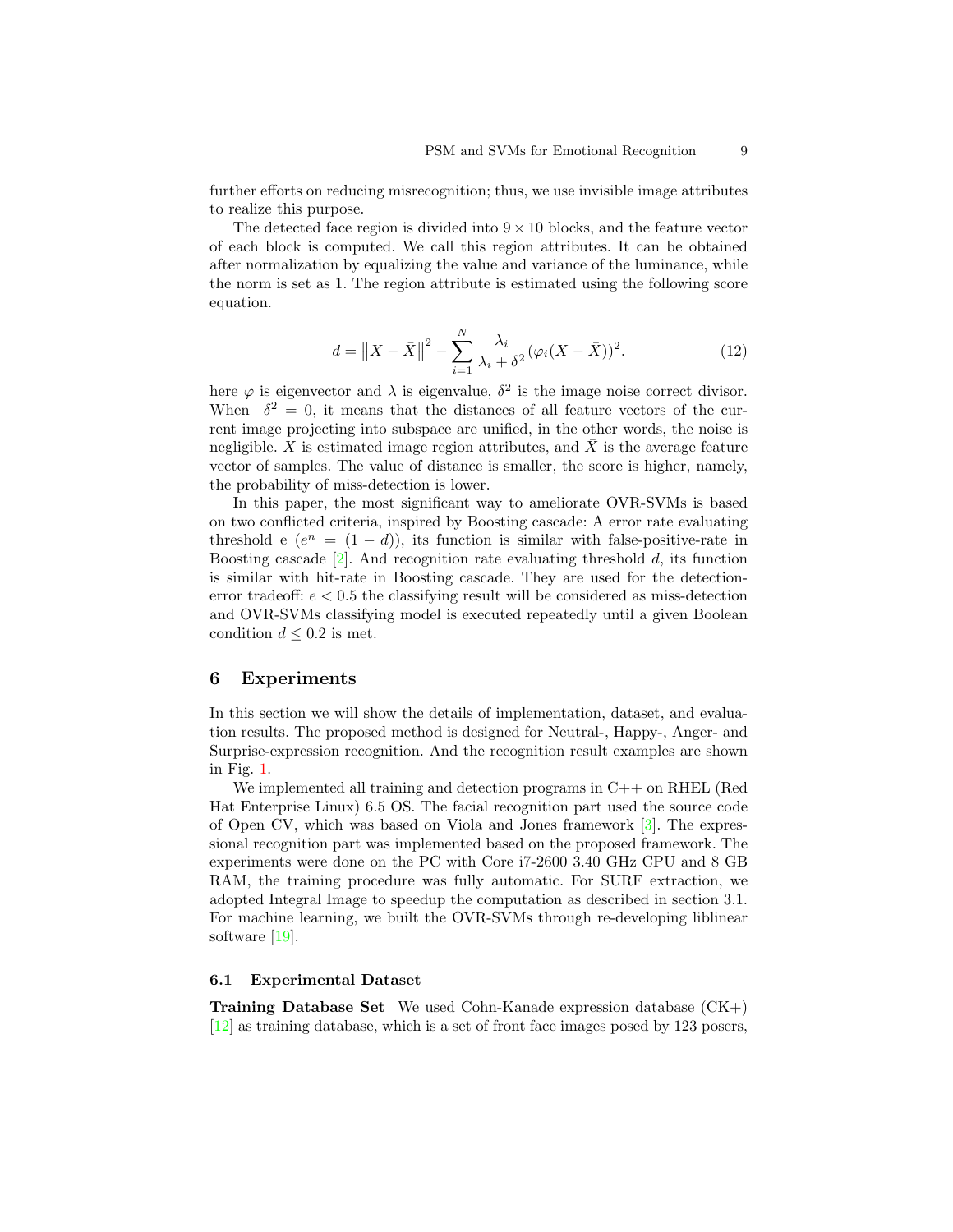further efforts on reducing misrecognition; thus, we use invisible image attributes to realize this purpose.

The detected face region is divided into $9 \times 10$ blocks, and the feature vector of each block is computed. We call this region attributes. It can be obtained after normalization by equalizing the value and variance of the luminance, while the norm is set as 1. The region attribute is estimated using the following score equation.

$$d = \left\| X - \bar{X} \right\|^2 - \sum_{i=1}^{N} \frac{\lambda_i}{\lambda_i + \delta^2} (\varphi_i (X - \bar{X}))^2. \tag{12}$$

here $\varphi$ is eigenvector and $\lambda$ is eigenvalue, $\delta^2$ is the image noise correct divisor. When $\delta^2 = 0$, it means that the distances of all feature vectors of the current image projecting into subspace are unified, in the other words, the noise is negligible. $X$ is estimated image region attributes, and $\bar{X}$ is the average feature vector of samples. The value of distance is smaller, the score is higher, namely, the probability of miss-detection is lower.

In this paper, the most significant way to ameliorate OVR-SVMs is based on two conflicted criteria, inspired by Boosting cascade: A error rate evaluating threshold e ($e^n = (1 - d)$), its function is similar with false-positive-rate in Boosting cascade [2]. And recognition rate evaluating threshold $d$, its function is similar with hit-rate in Boosting cascade. They are used for the detection-error tradeoff: $e < 0.5$ the classifying result will be considered as miss-detection and OVR-SVMs classifying model is executed repeatedly until a given Boolean condition $d \leq 0.2$ is met.

## 6 Experiments

In this section we will show the details of implementation, dataset, and evaluation results. The proposed method is designed for Neutral-, Happy-, Anger- and Surprise-expression recognition. And the recognition result examples are shown in Fig. 1.

We implemented all training and detection programs in C++ on RHEL (Red Hat Enterprise Linux) 6.5 OS. The facial recognition part used the source code of Open CV, which was based on Viola and Jones framework [3]. The expressional recognition part was implemented based on the proposed framework. The experiments were done on the PC with Core i7-2600 3.40 GHz CPU and 8 GB RAM, the training procedure was fully automatic. For SURF extraction, we adopted Integral Image to speedup the computation as described in section 3.1. For machine learning, we built the OVR-SVMs through re-developing liblinear software [19].

### 6.1 Experimental Dataset

**Training Database Set** We used Cohn-Kanade expression database (CK+) [12] as training database, which is a set of front face images posed by 123 posers,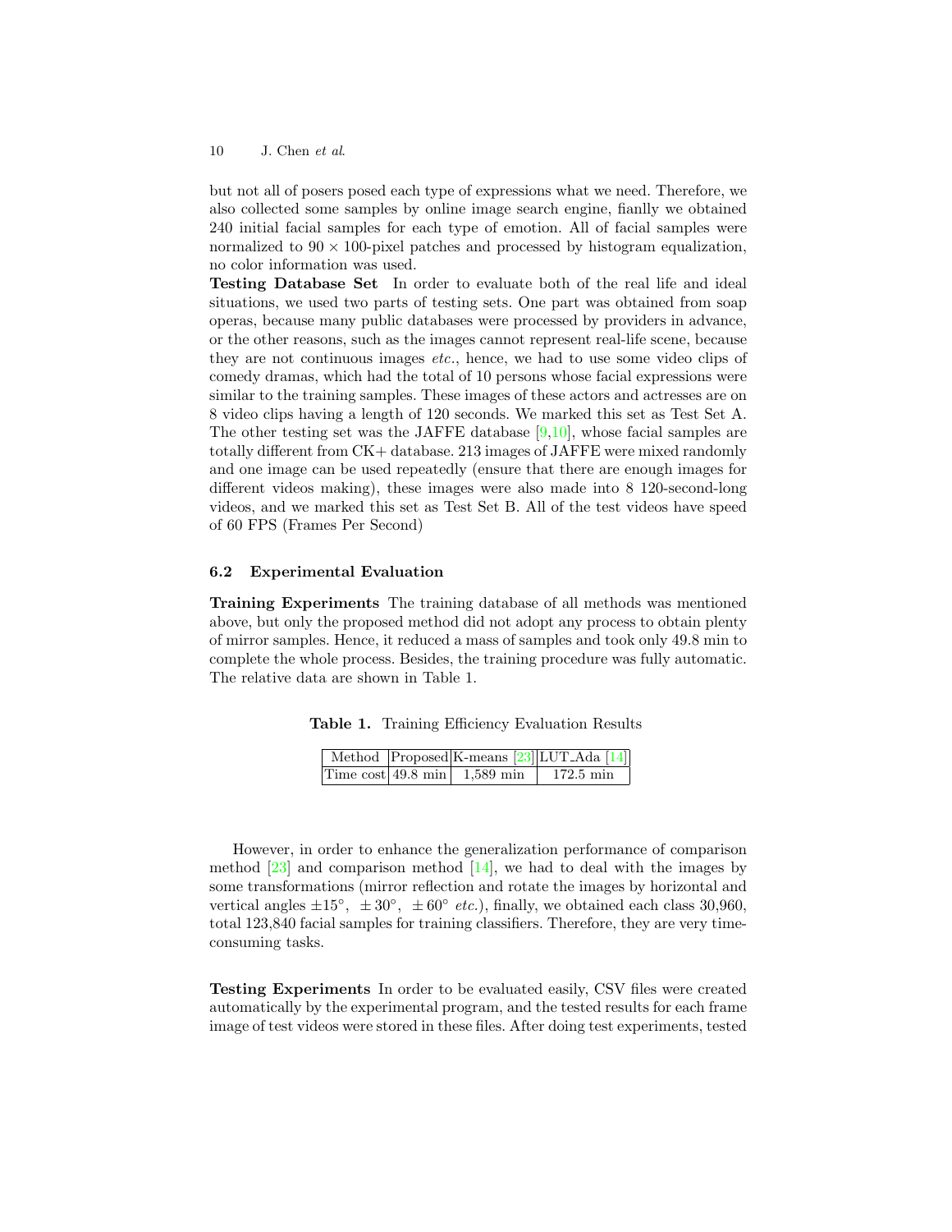but not all of posers posed each type of expressions what we need. Therefore, we also collected some samples by online image search engine, fianlly we obtained 240 initial facial samples for each type of emotion. All of facial samples were normalized to $90 \times 100$-pixel patches and processed by histogram equalization, no color information was used.

**Testing Database Set** In order to evaluate both of the real life and ideal situations, we used two parts of testing sets. One part was obtained from soap operas, because many public databases were processed by providers in advance, or the other reasons, such as the images cannot represent real-life scene, because they are not continuous images *etc.*, hence, we had to use some video clips of comedy dramas, which had the total of 10 persons whose facial expressions were similar to the training samples. These images of these actors and actresses are on 8 video clips having a length of 120 seconds. We marked this set as Test Set A. The other testing set was the JAFFE database [9,10], whose facial samples are totally different from CK+ database. 213 images of JAFFE were mixed randomly and one image can be used repeatedly (ensure that there are enough images for different videos making), these images were also made into 8 120-second-long videos, and we marked this set as Test Set B. All of the test videos have speed of 60 FPS (Frames Per Second)

### 6.2 Experimental Evaluation

**Training Experiments** The training database of all methods was mentioned above, but only the proposed method did not adopt any process to obtain plenty of mirror samples. Hence, it reduced a mass of samples and took only 49.8 min to complete the whole process. Besides, the training procedure was fully automatic. The relative data are shown in Table 1.

**Table 1.** Training Efficiency Evaluation Results

| Method | Proposed | K-means [23] | LUT_Ada [14] |
|---|---|---|---|
| Time cost | 49.8 min | 1,589 min | 172.5 min |

However, in order to enhance the generalization performance of comparison method [23] and comparison method [14], we had to deal with the images by some transformations (mirror reflection and rotate the images by horizontal and vertical angles $\pm 15^\circ$, $\pm 30^\circ$, $\pm 60^\circ$ *etc.*), finally, we obtained each class 30,960, total 123,840 facial samples for training classifiers. Therefore, they are very time-consuming tasks.

**Testing Experiments** In order to be evaluated easily, CSV files were created automatically by the experimental program, and the tested results for each frame image of test videos were stored in these files. After doing test experiments, tested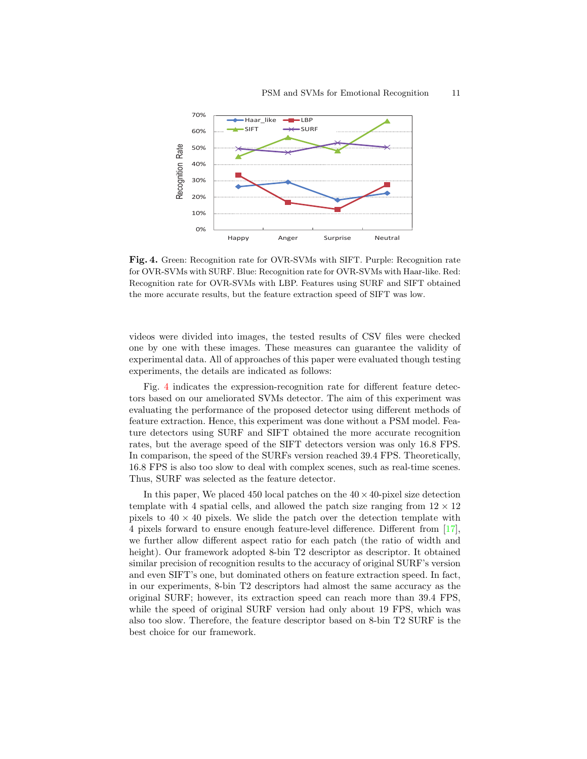**Fig. 4.** Green: Recognition rate for OVR-SVMs with SIFT. Purple: Recognition rate for OVR-SVMs with SURF. Blue: Recognition rate for OVR-SVMs with Haar-like. Red: Recognition rate for OVR-SVMs with LBP. Features using SURF and SIFT obtained the more accurate results, but the feature extraction speed of SIFT was low.

videos were divided into images, the tested results of CSV files were checked one by one with these images. These measures can guarantee the validity of experimental data. All of approaches of this paper were evaluated though testing experiments, the details are indicated as follows:

Fig. 4 indicates the expression-recognition rate for different feature detectors based on our ameliorated SVMs detector. The aim of this experiment was evaluating the performance of the proposed detector using different methods of feature extraction. Hence, this experiment was done without a PSM model. Feature detectors using SURF and SIFT obtained the more accurate recognition rates, but the average speed of the SIFT detectors version was only 16.8 FPS. In comparison, the speed of the SURFs version reached 39.4 FPS. Theoretically, 16.8 FPS is also too slow to deal with complex scenes, such as real-time scenes. Thus, SURF was selected as the feature detector.

In this paper, We placed 450 local patches on the $40 \times 40$-pixel size detection template with 4 spatial cells, and allowed the patch size ranging from $12 \times 12$ pixels to $40 \times 40$ pixels. We slide the patch over the detection template with 4 pixels forward to ensure enough feature-level difference. Different from [17], we further allow different aspect ratio for each patch (the ratio of width and height). Our framework adopted 8-bin T2 descriptor as descriptor. It obtained similar precision of recognition results to the accuracy of original SURF's version and even SIFT's one, but dominated others on feature extraction speed. In fact, in our experiments, 8-bin T2 descriptors had almost the same accuracy as the original SURF; however, its extraction speed can reach more than 39.4 FPS, while the speed of original SURF version had only about 19 FPS, which was also too slow. Therefore, the feature descriptor based on 8-bin T2 SURF is the best choice for our framework.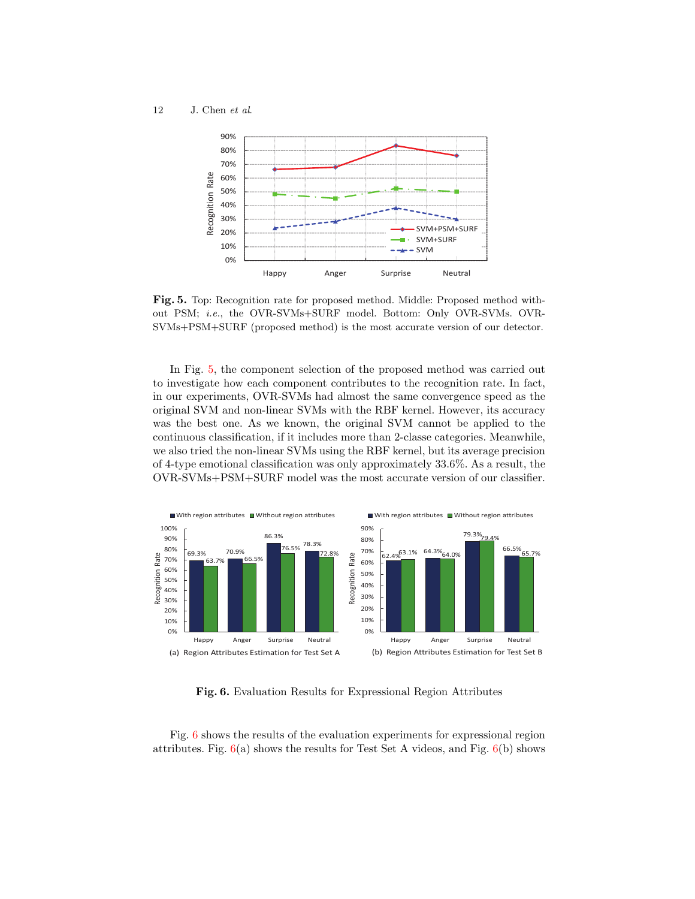**Fig. 5.** Top: Recognition rate for proposed method. Middle: Proposed method without PSM; *i.e.*, the OVR-SVMs+SURF model. Bottom: Only OVR-SVMs. OVR-SVMs+PSM+SURF (proposed method) is the most accurate version of our detector.

In Fig. 5, the component selection of the proposed method was carried out to investigate how each component contributes to the recognition rate. In fact, in our experiments, OVR-SVMs had almost the same convergence speed as the original SVM and non-linear SVMs with the RBF kernel. However, its accuracy was the best one. As we known, the original SVM cannot be applied to the continuous classification, if it includes more than 2-classe categories. Meanwhile, we also tried the non-linear SVMs using the RBF kernel, but its average precision of 4-type emotional classification was only approximately 33.6%. As a result, the OVR-SVMs+PSM+SURF model was the most accurate version of our classifier.

**Fig. 6.** Evaluation Results for Expressional Region Attributes

Fig. 6 shows the results of the evaluation experiments for expressional region attributes. Fig. 6(a) shows the results for Test Set A videos, and Fig. 6(b) shows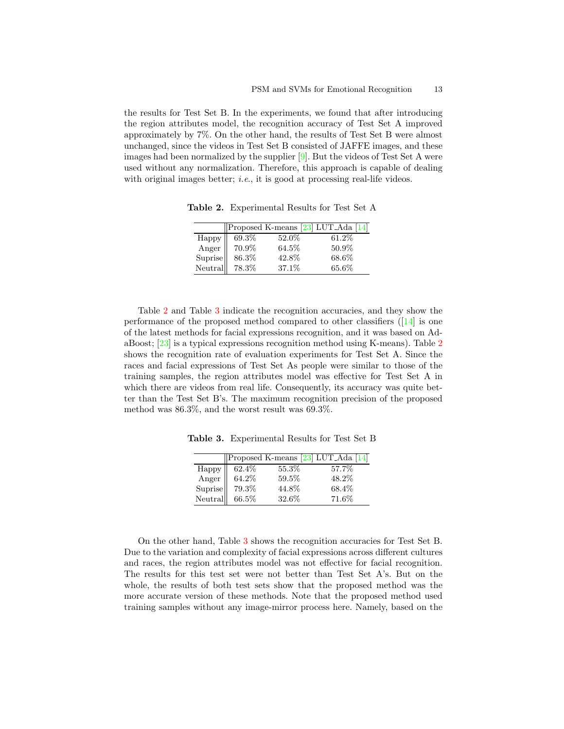the results for Test Set B. In the experiments, we found that after introducing the region attributes model, the recognition accuracy of Test Set A improved approximately by 7%. On the other hand, the results of Test Set B were almost unchanged, since the videos in Test Set B consisted of JAFFE images, and these images had been normalized by the supplier [9]. But the videos of Test Set A were used without any normalization. Therefore, this approach is capable of dealing with original images better; *i.e.*, it is good at processing real-life videos.

**Table 2.** Experimental Results for Test Set A

| | Proposed | K-means [23] | LUT_Ada [14] |
|---|---|---|---|
| Happy | 69.3% | 52.0% | 61.2% |
| Anger | 70.9% | 64.5% | 50.9% |
| Suprise | 86.3% | 42.8% | 68.6% |
| Neutral | 78.3% | 37.1% | 65.6% |

Table 2 and Table 3 indicate the recognition accuracies, and they show the performance of the proposed method compared to other classifiers ([14] is one of the latest methods for facial expressions recognition, and it was based on AdaBoost; [23] is a typical expressions recognition method using K-means). Table 2 shows the recognition rate of evaluation experiments for Test Set A. Since the races and facial expressions of Test Set As people were similar to those of the training samples, the region attributes model was effective for Test Set A in which there are videos from real life. Consequently, its accuracy was quite better than the Test Set B's. The maximum recognition precision of the proposed method was 86.3%, and the worst result was 69.3%.

**Table 3.** Experimental Results for Test Set B

| | Proposed | K-means [23] | LUT_Ada [14] |
|---|---|---|---|
| Happy | 62.4% | 55.3% | 57.7% |
| Anger | 64.2% | 59.5% | 48.2% |
| Suprise | 79.3% | 44.8% | 68.4% |
| Neutral | 66.5% | 32.6% | 71.6% |

On the other hand, Table 3 shows the recognition accuracies for Test Set B. Due to the variation and complexity of facial expressions across different cultures and races, the region attributes model was not effective for facial recognition. The results for this test set were not better than Test Set A's. But on the whole, the results of both test sets show that the proposed method was the more accurate version of these methods. Note that the proposed method used training samples without any image-mirror process here. Namely, based on the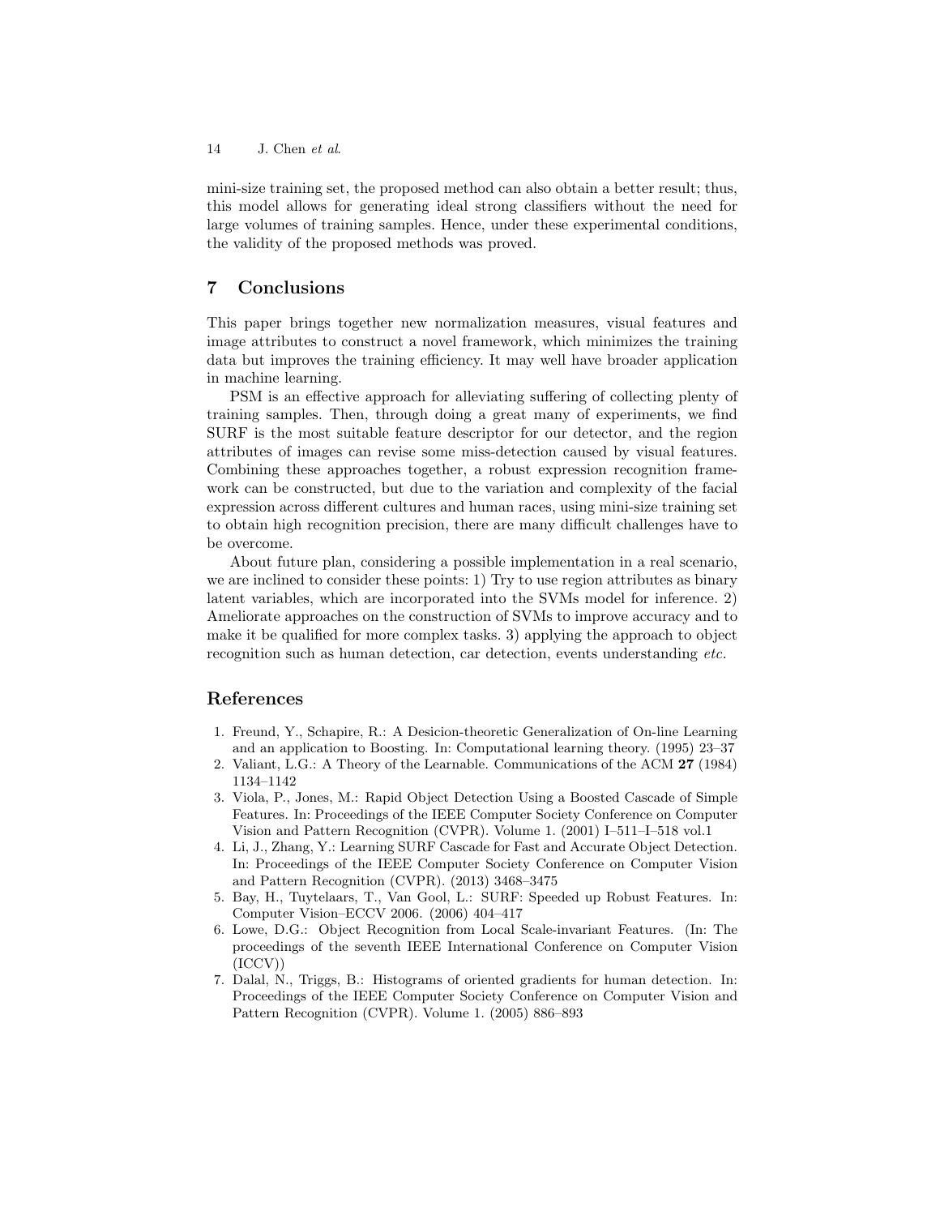mini-size training set, the proposed method can also obtain a better result; thus, this model allows for generating ideal strong classifiers without the need for large volumes of training samples. Hence, under these experimental conditions, the validity of the proposed methods was proved.

## 7 Conclusions

This paper brings together new normalization measures, visual features and image attributes to construct a novel framework, which minimizes the training data but improves the training efficiency. It may well have broader application in machine learning.

PSM is an effective approach for alleviating suffering of collecting plenty of training samples. Then, through doing a great many of experiments, we find SURF is the most suitable feature descriptor for our detector, and the region attributes of images can revise some miss-detection caused by visual features. Combining these approaches together, a robust expression recognition framework can be constructed, but due to the variation and complexity of the facial expression across different cultures and human races, using mini-size training set to obtain high recognition precision, there are many difficult challenges have to be overcome.

About future plan, considering a possible implementation in a real scenario, we are inclined to consider these points: 1) Try to use region attributes as binary latent variables, which are incorporated into the SVMs model for inference. 2) Ameliorate approaches on the construction of SVMs to improve accuracy and to make it be qualified for more complex tasks. 3) applying the approach to object recognition such as human detection, car detection, events understanding *etc.*

## References

1. Freund, Y., Schapire, R.: A Desicion-theoretic Generalization of On-line Learning and an application to Boosting. In: Computational learning theory. (1995) 23–37
2. Valiant, L.G.: A Theory of the Learnable. Communications of the ACM **27** (1984) 1134–1142
3. Viola, P., Jones, M.: Rapid Object Detection Using a Boosted Cascade of Simple Features. In: Proceedings of the IEEE Computer Society Conference on Computer Vision and Pattern Recognition (CVPR). Volume 1. (2001) I–511–I–518 vol.1
4. Li, J., Zhang, Y.: Learning SURF Cascade for Fast and Accurate Object Detection. In: Proceedings of the IEEE Computer Society Conference on Computer Vision and Pattern Recognition (CVPR). (2013) 3468–3475
5. Bay, H., Tuytelaars, T., Van Gool, L.: SURF: Speeded up Robust Features. In: Computer Vision–ECCV 2006. (2006) 404–417
6. Lowe, D.G.: Object Recognition from Local Scale-invariant Features. (In: The proceedings of the seventh IEEE International Conference on Computer Vision (ICCV))
7. Dalal, N., Triggs, B.: Histograms of oriented gradients for human detection. In: Proceedings of the IEEE Computer Society Conference on Computer Vision and Pattern Recognition (CVPR). Volume 1. (2005) 886–893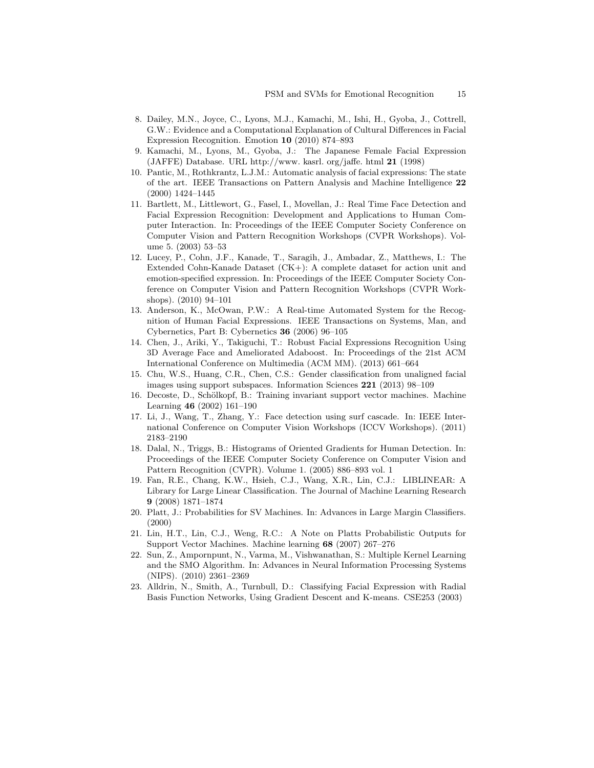8. Dailey, M.N., Joyce, C., Lyons, M.J., Kamachi, M., Ishi, H., Gyoba, J., Cottrell, G.W.: Evidence and a Computational Explanation of Cultural Differences in Facial Expression Recognition. Emotion **10** (2010) 874–893
9. Kamachi, M., Lyons, M., Gyoba, J.: The Japanese Female Facial Expression (JAFFE) Database. URL http://www. kasrl. org/jaffe. html **21** (1998)
10. Pantic, M., Rothkrantz, L.J.M.: Automatic analysis of facial expressions: The state of the art. IEEE Transactions on Pattern Analysis and Machine Intelligence **22** (2000) 1424–1445
11. Bartlett, M., Littlewort, G., Fasel, I., Movellan, J.: Real Time Face Detection and Facial Expression Recognition: Development and Applications to Human Computer Interaction. In: Proceedings of the IEEE Computer Society Conference on Computer Vision and Pattern Recognition Workshops (CVPR Workshops). Volume 5. (2003) 53–53
12. Lucey, P., Cohn, J.F., Kanade, T., Saragih, J., Ambadar, Z., Matthews, I.: The Extended Cohn-Kanade Dataset (CK+): A complete dataset for action unit and emotion-specified expression. In: Proceedings of the IEEE Computer Society Conference on Computer Vision and Pattern Recognition Workshops (CVPR Workshops). (2010) 94–101
13. Anderson, K., McOwan, P.W.: A Real-time Automated System for the Recognition of Human Facial Expressions. IEEE Transactions on Systems, Man, and Cybernetics, Part B: Cybernetics **36** (2006) 96–105
14. Chen, J., Ariki, Y., Takiguchi, T.: Robust Facial Expressions Recognition Using 3D Average Face and Ameliorated Adaboost. In: Proceedings of the 21st ACM International Conference on Multimedia (ACM MM). (2013) 661–664
15. Chu, W.S., Huang, C.R., Chen, C.S.: Gender classification from unaligned facial images using support subspaces. Information Sciences **221** (2013) 98–109
16. Decoste, D., Schölkopf, B.: Training invariant support vector machines. Machine Learning **46** (2002) 161–190
17. Li, J., Wang, T., Zhang, Y.: Face detection using surf cascade. In: IEEE International Conference on Computer Vision Workshops (ICCV Workshops). (2011) 2183–2190
18. Dalal, N., Triggs, B.: Histograms of Oriented Gradients for Human Detection. In: Proceedings of the IEEE Computer Society Conference on Computer Vision and Pattern Recognition (CVPR). Volume 1. (2005) 886–893 vol. 1
19. Fan, R.E., Chang, K.W., Hsieh, C.J., Wang, X.R., Lin, C.J.: LIBLINEAR: A Library for Large Linear Classification. The Journal of Machine Learning Research **9** (2008) 1871–1874
20. Platt, J.: Probabilities for SV Machines. In: Advances in Large Margin Classifiers. (2000)
21. Lin, H.T., Lin, C.J., Weng, R.C.: A Note on Platts Probabilistic Outputs for Support Vector Machines. Machine learning **68** (2007) 267–276
22. Sun, Z., Ampornpunt, N., Varma, M., Vishwanathan, S.: Multiple Kernel Learning and the SMO Algorithm. In: Advances in Neural Information Processing Systems (NIPS). (2010) 2361–2369
23. Alldrin, N., Smith, A., Turnbull, D.: Classifying Facial Expression with Radial Basis Function Networks, Using Gradient Descent and K-means. CSE253 (2003)